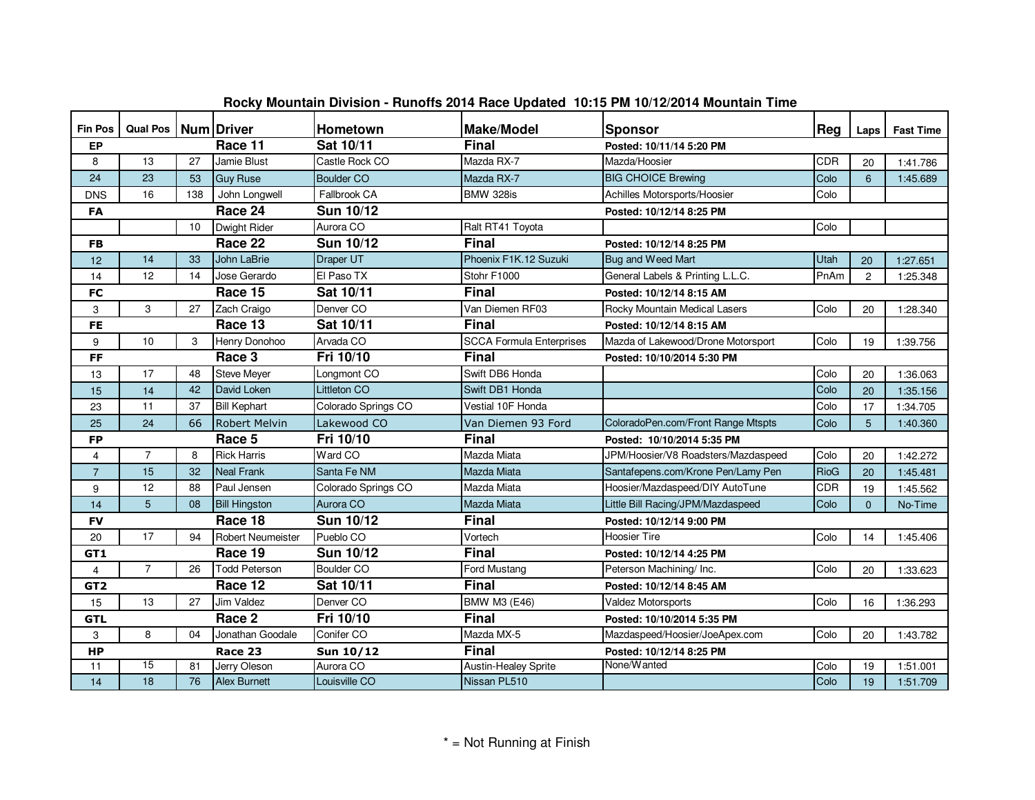# Rocky Mountain Division - Runoffs 2014 Race Updated 10:15 PM 10/12/2014 Mountain Time

| Fin Pos | Qual Pos | Num | Driver | Hometown | Make/Model | Sponsor | Reg | Laps | Fast Time |
|---|---|---|---|---|---|---|---|---|---|
| **EP** | | | **Race 11** | **Sat 10/11** | **Final** | **Posted: 10/11/14 5:20 PM** | | | |
| 8 | 13 | 27 | Jamie Blust | Castle Rock CO | Mazda RX-7 | Mazda/Hoosier | CDR | 20 | 1:41.786 |
| 24 | 23 | 53 | Guy Ruse | Boulder CO | Mazda RX-7 | BIG CHOICE Brewing | Colo | 6 | 1:45.689 |
| DNS | 16 | 138 | John Longwell | Fallbrook CA | BMW 328is | Achilles Motorsports/Hoosier | Colo | | |
| **FA** | | | **Race 24** | **Sun 10/12** | | **Posted: 10/12/14 8:25 PM** | | | |
| | | 10 | Dwight Rider | Aurora CO | Ralt RT41 Toyota | | Colo | | |
| **FB** | | | **Race 22** | **Sun 10/12** | **Final** | **Posted: 10/12/14 8:25 PM** | | | |
| 12 | 14 | 33 | John LaBrie | Draper UT | Phoenix F1K.12 Suzuki | Bug and Weed Mart | Utah | 20 | 1:27.651 |
| 14 | 12 | 14 | Jose Gerardo | El Paso TX | Stohr F1000 | General Labels & Printing L.L.C. | PnAm | 2 | 1:25.348 |
| **FC** | | | **Race 15** | **Sat 10/11** | **Final** | **Posted: 10/12/14 8:15 AM** | | | |
| 3 | 3 | 27 | Zach Craigo | Denver CO | Van Diemen RF03 | Rocky Mountain Medical Lasers | Colo | 20 | 1:28.340 |
| **FE** | | | **Race 13** | **Sat 10/11** | **Final** | **Posted: 10/12/14 8:15 AM** | | | |
| 9 | 10 | 3 | Henry Donohoo | Arvada CO | SCCA Formula Enterprises | Mazda of Lakewood/Drone Motorsport | Colo | 19 | 1:39.756 |
| **FF** | | | **Race 3** | **Fri 10/10** | **Final** | **Posted: 10/10/2014 5:30 PM** | | | |
| 13 | 17 | 48 | Steve Meyer | Longmont CO | Swift DB6 Honda | | Colo | 20 | 1:36.063 |
| 15 | 14 | 42 | David Loken | Littleton CO | Swift DB1 Honda | | Colo | 20 | 1:35.156 |
| 23 | 11 | 37 | Bill Kephart | Colorado Springs CO | Vestial 10F Honda | | Colo | 17 | 1:34.705 |
| 25 | 24 | 66 | Robert Melvin | Lakewood CO | Van Diemen 93 Ford | ColoradoPen.com/Front Range Mtspts | Colo | 5 | 1:40.360 |
| **FP** | | | **Race 5** | **Fri 10/10** | **Final** | **Posted: 10/10/2014 5:35 PM** | | | |
| 4 | 7 | 8 | Rick Harris | Ward CO | Mazda Miata | JPM/Hoosier/V8 Roadsters/Mazdaspeed | Colo | 20 | 1:42.272 |
| 7 | 15 | 32 | Neal Frank | Santa Fe NM | Mazda Miata | Santafepens.com/Krone Pen/Lamy Pen | RioG | 20 | 1:45.481 |
| 9 | 12 | 88 | Paul Jensen | Colorado Springs CO | Mazda Miata | Hoosier/Mazdaspeed/DIY AutoTune | CDR | 19 | 1:45.562 |
| 14 | 5 | 08 | Bill Hingston | Aurora CO | Mazda Miata | Little Bill Racing/JPM/Mazdaspeed | Colo | 0 | No-Time |
| **FV** | | | **Race 18** | **Sun 10/12** | **Final** | **Posted: 10/12/14 9:00 PM** | | | |
| 20 | 17 | 94 | Robert Neumeister | Pueblo CO | Vortech | Hoosier Tire | Colo | 14 | 1:45.406 |
| **GT1** | | | **Race 19** | **Sun 10/12** | **Final** | **Posted: 10/12/14 4:25 PM** | | | |
| 4 | 7 | 26 | Todd Peterson | Boulder CO | Ford Mustang | Peterson Machining/ Inc. | Colo | 20 | 1:33.623 |
| **GT2** | | | **Race 12** | **Sat 10/11** | **Final** | **Posted: 10/12/14 8:45 AM** | | | |
| 15 | 13 | 27 | Jim Valdez | Denver CO | BMW M3 (E46) | Valdez Motorsports | Colo | 16 | 1:36.293 |
| **GTL** | | | **Race 2** | **Fri 10/10** | **Final** | **Posted: 10/10/2014 5:35 PM** | | | |
| 3 | 8 | 04 | Jonathan Goodale | Conifer CO | Mazda MX-5 | Mazdaspeed/Hoosier/JoeApex.com | Colo | 20 | 1:43.782 |
| **HP** | | | **Race 23** | **Sun 10/12** | **Final** | **Posted: 10/12/14 8:25 PM** | | | |
| 11 | 15 | 81 | Jerry Oleson | Aurora CO | Austin-Healey Sprite | None/Wanted | Colo | 19 | 1:51.001 |
| 14 | 18 | 76 | Alex Burnett | Louisville CO | Nissan PL510 | | Colo | 19 | 1:51.709 |

* = Not Running at Finish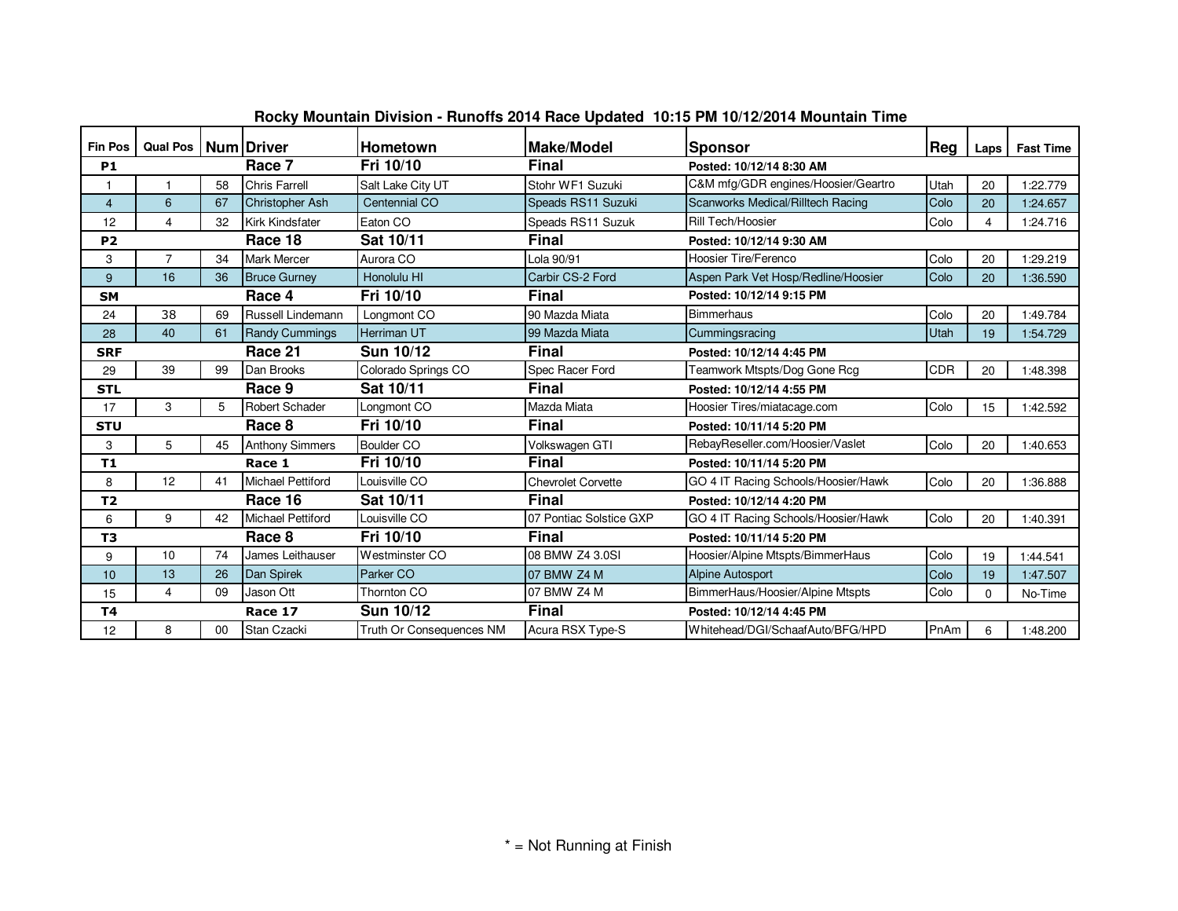**Rocky Mountain Division - Runoffs 2014 Race Updated 10:15 PM 10/12/2014 Mountain Time**

| Fin Pos | Qual Pos | Num | Driver | Hometown | Make/Model | Sponsor | Reg | Laps | Fast Time |
|---|---|---|---|---|---|---|---|---|---|
| **P1** | | | **Race 7** | **Fri 10/10** | **Final** | **Posted: 10/12/14 8:30 AM** | | | |
| 1 | 1 | 58 | Chris Farrell | Salt Lake City UT | Stohr WF1 Suzuki | C&M mfg/GDR engines/Hoosier/Geartro | Utah | 20 | 1:22.779 |
| 4 | 6 | 67 | Christopher Ash | Centennial CO | Speads RS11 Suzuki | Scanworks Medical/Rilltech Racing | Colo | 20 | 1:24.657 |
| 12 | 4 | 32 | Kirk Kindsfater | Eaton CO | Speads RS11 Suzuk | Rill Tech/Hoosier | Colo | 4 | 1:24.716 |
| **P2** | | | **Race 18** | **Sat 10/11** | **Final** | **Posted: 10/12/14 9:30 AM** | | | |
| 3 | 7 | 34 | Mark Mercer | Aurora CO | Lola 90/91 | Hoosier Tire/Ferenco | Colo | 20 | 1:29.219 |
| 9 | 16 | 36 | Bruce Gurney | Honolulu HI | Carbir CS-2 Ford | Aspen Park Vet Hosp/Redline/Hoosier | Colo | 20 | 1:36.590 |
| **SM** | | | **Race 4** | **Fri 10/10** | **Final** | **Posted: 10/12/14 9:15 PM** | | | |
| 24 | 38 | 69 | Russell Lindemann | Longmont CO | 90 Mazda Miata | Bimmerhaus | Colo | 20 | 1:49.784 |
| 28 | 40 | 61 | Randy Cummings | Herriman UT | 99 Mazda Miata | Cummingsracing | Utah | 19 | 1:54.729 |
| **SRF** | | | **Race 21** | **Sun 10/12** | **Final** | **Posted: 10/12/14 4:45 PM** | | | |
| 29 | 39 | 99 | Dan Brooks | Colorado Springs CO | Spec Racer Ford | Teamwork Mtspts/Dog Gone Rcg | CDR | 20 | 1:48.398 |
| **STL** | | | **Race 9** | **Sat 10/11** | **Final** | **Posted: 10/12/14 4:55 PM** | | | |
| 17 | 3 | 5 | Robert Schader | Longmont CO | Mazda Miata | Hoosier Tires/miatacage.com | Colo | 15 | 1:42.592 |
| **STU** | | | **Race 8** | **Fri 10/10** | **Final** | **Posted: 10/11/14 5:20 PM** | | | |
| 3 | 5 | 45 | Anthony Simmers | Boulder CO | Volkswagen GTI | RebayReseller.com/Hoosier/Vaslet | Colo | 20 | 1:40.653 |
| **T1** | | | **Race 1** | **Fri 10/10** | **Final** | **Posted: 10/11/14 5:20 PM** | | | |
| 8 | 12 | 41 | Michael Pettiford | Louisville CO | Chevrolet Corvette | GO 4 IT Racing Schools/Hoosier/Hawk | Colo | 20 | 1:36.888 |
| **T2** | | | **Race 16** | **Sat 10/11** | **Final** | **Posted: 10/12/14 4:20 PM** | | | |
| 6 | 9 | 42 | Michael Pettiford | Louisville CO | 07 Pontiac Solstice GXP | GO 4 IT Racing Schools/Hoosier/Hawk | Colo | 20 | 1:40.391 |
| **T3** | | | **Race 8** | **Fri 10/10** | **Final** | **Posted: 10/11/14 5:20 PM** | | | |
| 9 | 10 | 74 | James Leithauser | Westminster CO | 08 BMW Z4 3.0SI | Hoosier/Alpine Mtspts/BimmerHaus | Colo | 19 | 1:44.541 |
| 10 | 13 | 26 | Dan Spirek | Parker CO | 07 BMW Z4 M | Alpine Autosport | Colo | 19 | 1:47.507 |
| 15 | 4 | 09 | Jason Ott | Thornton CO | 07 BMW Z4 M | BimmerHaus/Hoosier/Alpine Mtspts | Colo | 0 | No-Time |
| **T4** | | | **Race 17** | **Sun 10/12** | **Final** | **Posted: 10/12/14 4:45 PM** | | | |
| 12 | 8 | 00 | Stan Czacki | Truth Or Consequences NM | Acura RSX Type-S | Whitehead/DGI/SchaafAuto/BFG/HPD | PnAm | 6 | 1:48.200 |

* = Not Running at Finish